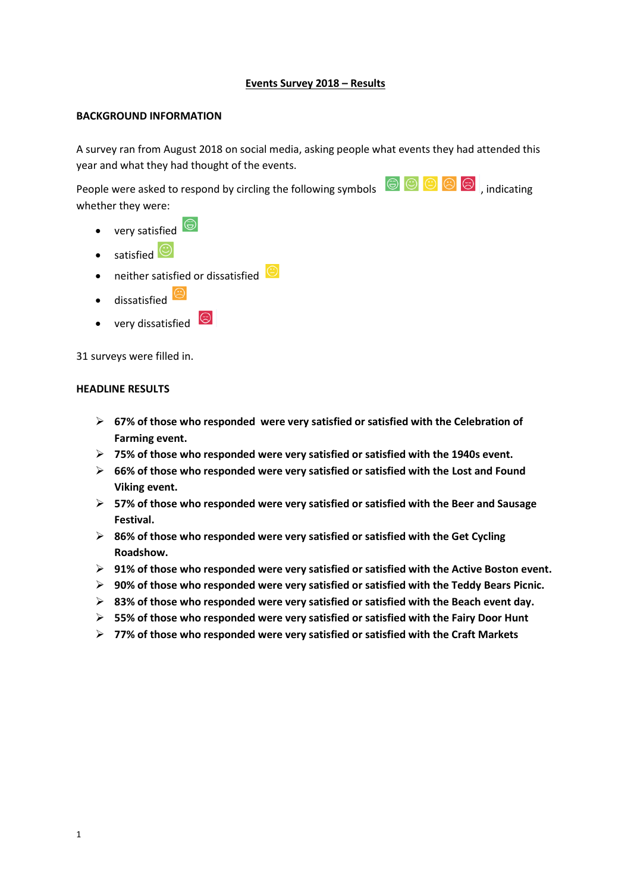# Events Survey 2018 – Results

## BACKGROUND INFORMATION

A survey ran from August 2018 on social media, asking people what events they had attended this year and what they had thought of the events.

People were asked to respond by circling the following symbols, indicating whether they were:

- very satisfied
- satisfied
- neither satisfied or dissatisfied
- dissatisfied
- very dissatisfied

31 surveys were filled in.

## HEADLINE RESULTS

- **67% of those who responded were very satisfied or satisfied with the Celebration of Farming event.**
- **75% of those who responded were very satisfied or satisfied with the 1940s event.**
- **66% of those who responded were very satisfied or satisfied with the Lost and Found Viking event.**
- **57% of those who responded were very satisfied or satisfied with the Beer and Sausage Festival.**
- **86% of those who responded were very satisfied or satisfied with the Get Cycling Roadshow.**
- **91% of those who responded were very satisfied or satisfied with the Active Boston event.**
- **90% of those who responded were very satisfied or satisfied with the Teddy Bears Picnic.**
- **83% of those who responded were very satisfied or satisfied with the Beach event day.**
- **55% of those who responded were very satisfied or satisfied with the Fairy Door Hunt**
- **77% of those who responded were very satisfied or satisfied with the Craft Markets**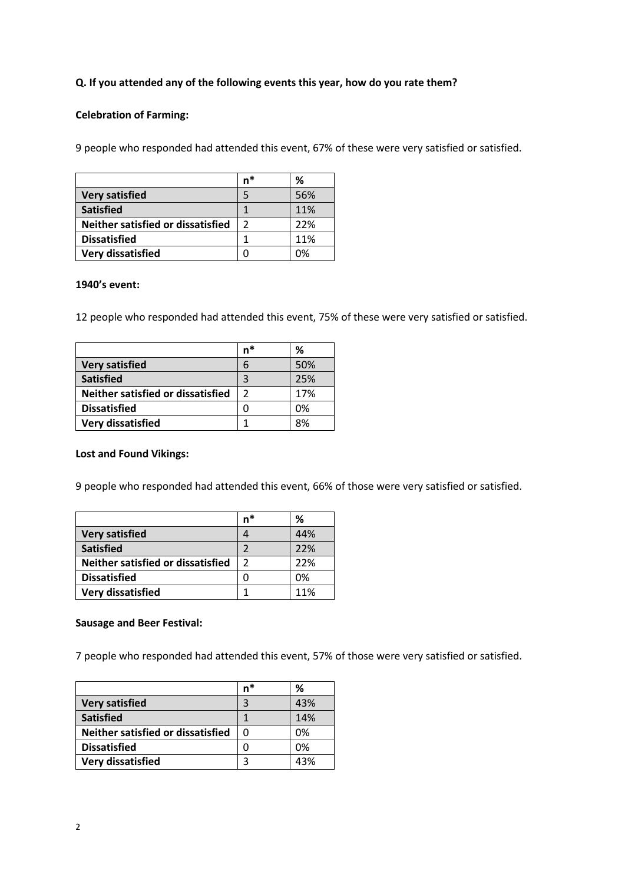**Q. If you attended any of the following events this year, how do you rate them?**

**Celebration of Farming:**

9 people who responded had attended this event, 67% of these were very satisfied or satisfied.

| | n* | % |
|---|---|---|
| **Very satisfied** | 5 | 56% |
| **Satisfied** | 1 | 11% |
| **Neither satisfied or dissatisfied** | 2 | 22% |
| **Dissatisfied** | 1 | 11% |
| **Very dissatisfied** | 0 | 0% |

**1940's event:**

12 people who responded had attended this event, 75% of these were very satisfied or satisfied.

| | n* | % |
|---|---|---|
| **Very satisfied** | 6 | 50% |
| **Satisfied** | 3 | 25% |
| **Neither satisfied or dissatisfied** | 2 | 17% |
| **Dissatisfied** | 0 | 0% |
| **Very dissatisfied** | 1 | 8% |

**Lost and Found Vikings:**

9 people who responded had attended this event, 66% of those were very satisfied or satisfied.

| | n* | % |
|---|---|---|
| **Very satisfied** | 4 | 44% |
| **Satisfied** | 2 | 22% |
| **Neither satisfied or dissatisfied** | 2 | 22% |
| **Dissatisfied** | 0 | 0% |
| **Very dissatisfied** | 1 | 11% |

**Sausage and Beer Festival:**

7 people who responded had attended this event, 57% of those were very satisfied or satisfied.

| | n* | % |
|---|---|---|
| **Very satisfied** | 3 | 43% |
| **Satisfied** | 1 | 14% |
| **Neither satisfied or dissatisfied** | 0 | 0% |
| **Dissatisfied** | 0 | 0% |
| **Very dissatisfied** | 3 | 43% |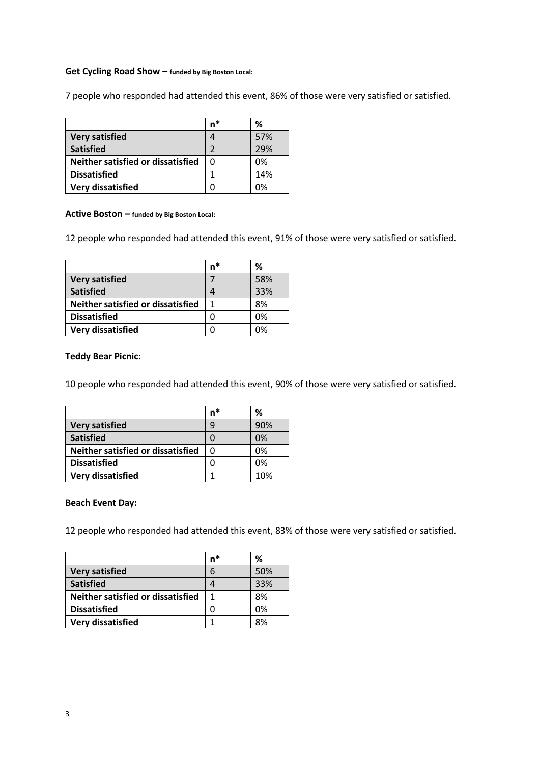**Get Cycling Road Show – funded by Big Boston Local:**

7 people who responded had attended this event, 86% of those were very satisfied or satisfied.

| | n* | % |
|---|---|---|
| **Very satisfied** | 4 | 57% |
| **Satisfied** | 2 | 29% |
| **Neither satisfied or dissatisfied** | 0 | 0% |
| **Dissatisfied** | 1 | 14% |
| **Very dissatisfied** | 0 | 0% |

**Active Boston – funded by Big Boston Local:**

12 people who responded had attended this event, 91% of those were very satisfied or satisfied.

| | n* | % |
|---|---|---|
| **Very satisfied** | 7 | 58% |
| **Satisfied** | 4 | 33% |
| **Neither satisfied or dissatisfied** | 1 | 8% |
| **Dissatisfied** | 0 | 0% |
| **Very dissatisfied** | 0 | 0% |

**Teddy Bear Picnic:**

10 people who responded had attended this event, 90% of those were very satisfied or satisfied.

| | n* | % |
|---|---|---|
| **Very satisfied** | 9 | 90% |
| **Satisfied** | 0 | 0% |
| **Neither satisfied or dissatisfied** | 0 | 0% |
| **Dissatisfied** | 0 | 0% |
| **Very dissatisfied** | 1 | 10% |

**Beach Event Day:**

12 people who responded had attended this event, 83% of those were very satisfied or satisfied.

| | n* | % |
|---|---|---|
| **Very satisfied** | 6 | 50% |
| **Satisfied** | 4 | 33% |
| **Neither satisfied or dissatisfied** | 1 | 8% |
| **Dissatisfied** | 0 | 0% |
| **Very dissatisfied** | 1 | 8% |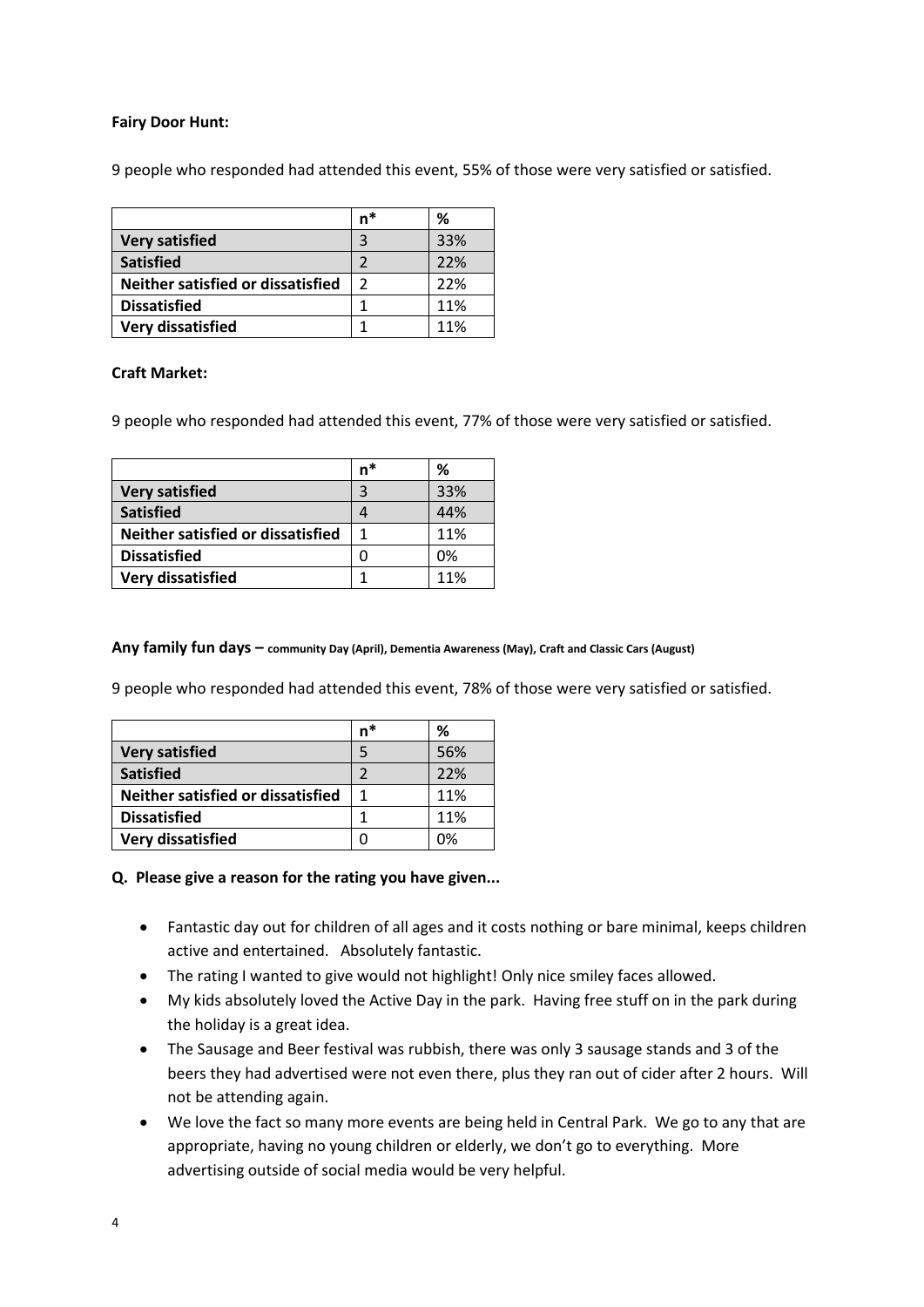**Fairy Door Hunt:**

9 people who responded had attended this event, 55% of those were very satisfied or satisfied.

| | n* | % |
|---|---|---|
| **Very satisfied** | 3 | 33% |
| **Satisfied** | 2 | 22% |
| **Neither satisfied or dissatisfied** | 2 | 22% |
| **Dissatisfied** | 1 | 11% |
| **Very dissatisfied** | 1 | 11% |

**Craft Market:**

9 people who responded had attended this event, 77% of those were very satisfied or satisfied.

| | n* | % |
|---|---|---|
| **Very satisfied** | 3 | 33% |
| **Satisfied** | 4 | 44% |
| **Neither satisfied or dissatisfied** | 1 | 11% |
| **Dissatisfied** | 0 | 0% |
| **Very dissatisfied** | 1 | 11% |

**Any family fun days – community Day (April), Dementia Awareness (May), Craft and Classic Cars (August)**

9 people who responded had attended this event, 78% of those were very satisfied or satisfied.

| | n* | % |
|---|---|---|
| **Very satisfied** | 5 | 56% |
| **Satisfied** | 2 | 22% |
| **Neither satisfied or dissatisfied** | 1 | 11% |
| **Dissatisfied** | 1 | 11% |
| **Very dissatisfied** | 0 | 0% |

**Q. Please give a reason for the rating you have given...**

- Fantastic day out for children of all ages and it costs nothing or bare minimal, keeps children active and entertained. Absolutely fantastic.
- The rating I wanted to give would not highlight! Only nice smiley faces allowed.
- My kids absolutely loved the Active Day in the park. Having free stuff on in the park during the holiday is a great idea.
- The Sausage and Beer festival was rubbish, there was only 3 sausage stands and 3 of the beers they had advertised were not even there, plus they ran out of cider after 2 hours. Will not be attending again.
- We love the fact so many more events are being held in Central Park. We go to any that are appropriate, having no young children or elderly, we don't go to everything. More advertising outside of social media would be very helpful.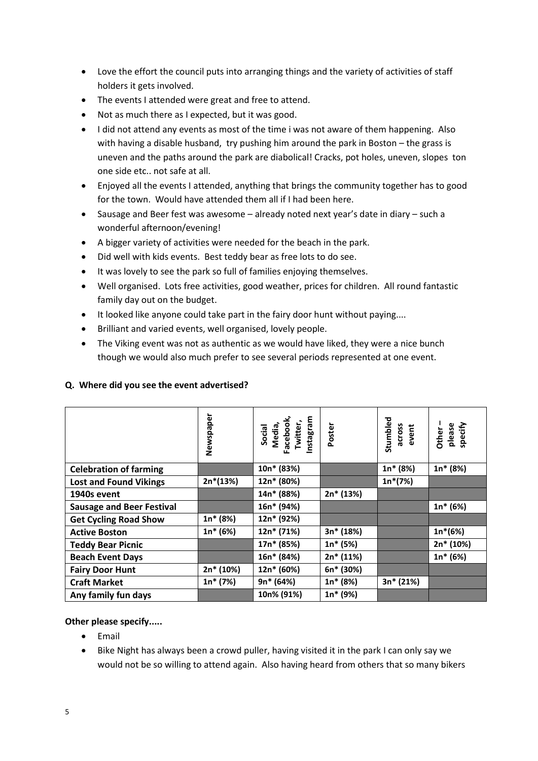- Love the effort the council puts into arranging things and the variety of activities of staff holders it gets involved.
- The events I attended were great and free to attend.
- Not as much there as I expected, but it was good.
- I did not attend any events as most of the time i was not aware of them happening. Also with having a disable husband, try pushing him around the park in Boston – the grass is uneven and the paths around the park are diabolical! Cracks, pot holes, uneven, slopes ton one side etc.. not safe at all.
- Enjoyed all the events I attended, anything that brings the community together has to good for the town. Would have attended them all if I had been here.
- Sausage and Beer fest was awesome – already noted next year's date in diary – such a wonderful afternoon/evening!
- A bigger variety of activities were needed for the beach in the park.
- Did well with kids events. Best teddy bear as free lots to do see.
- It was lovely to see the park so full of families enjoying themselves.
- Well organised. Lots free activities, good weather, prices for children. All round fantastic family day out on the budget.
- It looked like anyone could take part in the fairy door hunt without paying....
- Brilliant and varied events, well organised, lovely people.
- The Viking event was not as authentic as we would have liked, they were a nice bunch though we would also much prefer to see several periods represented at one event.

**Q. Where did you see the event advertised?**

| | Newspaper | Social Media, Facebook, Twitter, Instagram | Poster | Stumbled across event | Other – please specify |
|---|---|---|---|---|---|
| **Celebration of farming** | | 10n* (83%) | | 1n* (8%) | 1n* (8%) |
| **Lost and Found Vikings** | 2n*(13%) | 12n* (80%) | | 1n*(7%) | |
| **1940s event** | | 14n* (88%) | 2n* (13%) | | |
| **Sausage and Beer Festival** | | 16n* (94%) | | | 1n* (6%) |
| **Get Cycling Road Show** | 1n* (8%) | 12n* (92%) | | | |
| **Active Boston** | 1n* (6%) | 12n* (71%) | 3n* (18%) | | 1n*(6%) |
| **Teddy Bear Picnic** | | 17n* (85%) | 1n* (5%) | | 2n* (10%) |
| **Beach Event Days** | | 16n* (84%) | 2n* (11%) | | 1n* (6%) |
| **Fairy Door Hunt** | 2n* (10%) | 12n* (60%) | 6n* (30%) | | |
| **Craft Market** | 1n* (7%) | 9n* (64%) | 1n* (8%) | 3n* (21%) | |
| **Any family fun days** | | 10n% (91%) | 1n* (9%) | | |

**Other please specify.....**

- Email
- Bike Night has always been a crowd puller, having visited it in the park I can only say we would not be so willing to attend again. Also having heard from others that so many bikers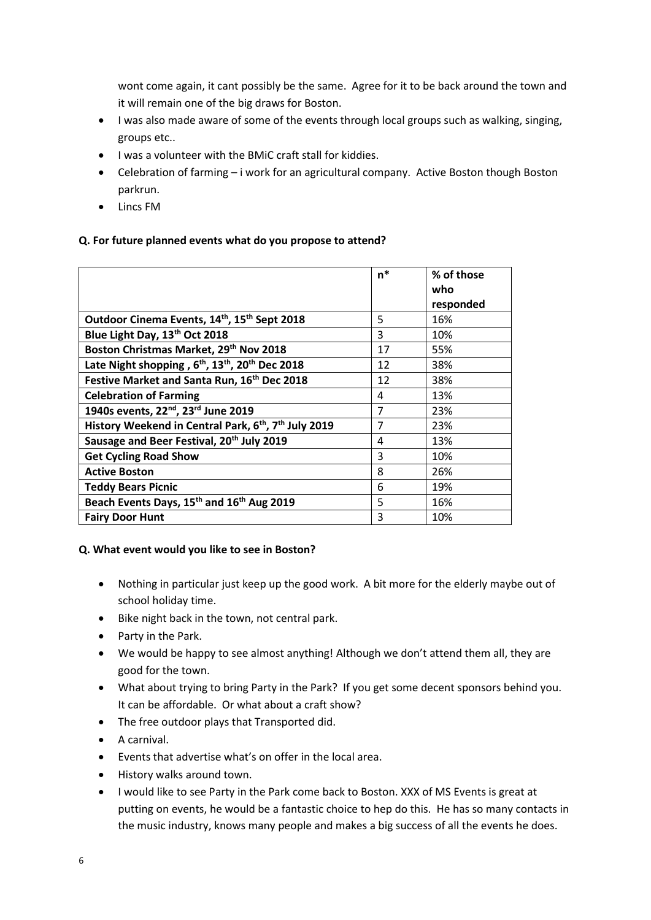wont come again, it cant possibly be the same. Agree for it to be back around the town and it will remain one of the big draws for Boston.

- I was also made aware of some of the events through local groups such as walking, singing, groups etc..
- I was a volunteer with the BMiC craft stall for kiddies.
- Celebration of farming – i work for an agricultural company. Active Boston though Boston parkrun.
- Lincs FM

**Q. For future planned events what do you propose to attend?**

| | n* | % of those who responded |
|---|---|---|
| **Outdoor Cinema Events, 14th, 15th Sept 2018** | 5 | 16% |
| **Blue Light Day, 13th Oct 2018** | 3 | 10% |
| **Boston Christmas Market, 29th Nov 2018** | 17 | 55% |
| **Late Night shopping , 6th, 13th, 20th Dec 2018** | 12 | 38% |
| **Festive Market and Santa Run, 16th Dec 2018** | 12 | 38% |
| **Celebration of Farming** | 4 | 13% |
| **1940s events, 22nd, 23rd June 2019** | 7 | 23% |
| **History Weekend in Central Park, 6th, 7th July 2019** | 7 | 23% |
| **Sausage and Beer Festival, 20th July 2019** | 4 | 13% |
| **Get Cycling Road Show** | 3 | 10% |
| **Active Boston** | 8 | 26% |
| **Teddy Bears Picnic** | 6 | 19% |
| **Beach Events Days, 15th and 16th Aug 2019** | 5 | 16% |
| **Fairy Door Hunt** | 3 | 10% |

**Q. What event would you like to see in Boston?**

- Nothing in particular just keep up the good work. A bit more for the elderly maybe out of school holiday time.
- Bike night back in the town, not central park.
- Party in the Park.
- We would be happy to see almost anything! Although we don't attend them all, they are good for the town.
- What about trying to bring Party in the Park? If you get some decent sponsors behind you. It can be affordable. Or what about a craft show?
- The free outdoor plays that Transported did.
- A carnival.
- Events that advertise what's on offer in the local area.
- History walks around town.
- I would like to see Party in the Park come back to Boston. XXX of MS Events is great at putting on events, he would be a fantastic choice to hep do this. He has so many contacts in the music industry, knows many people and makes a big success of all the events he does.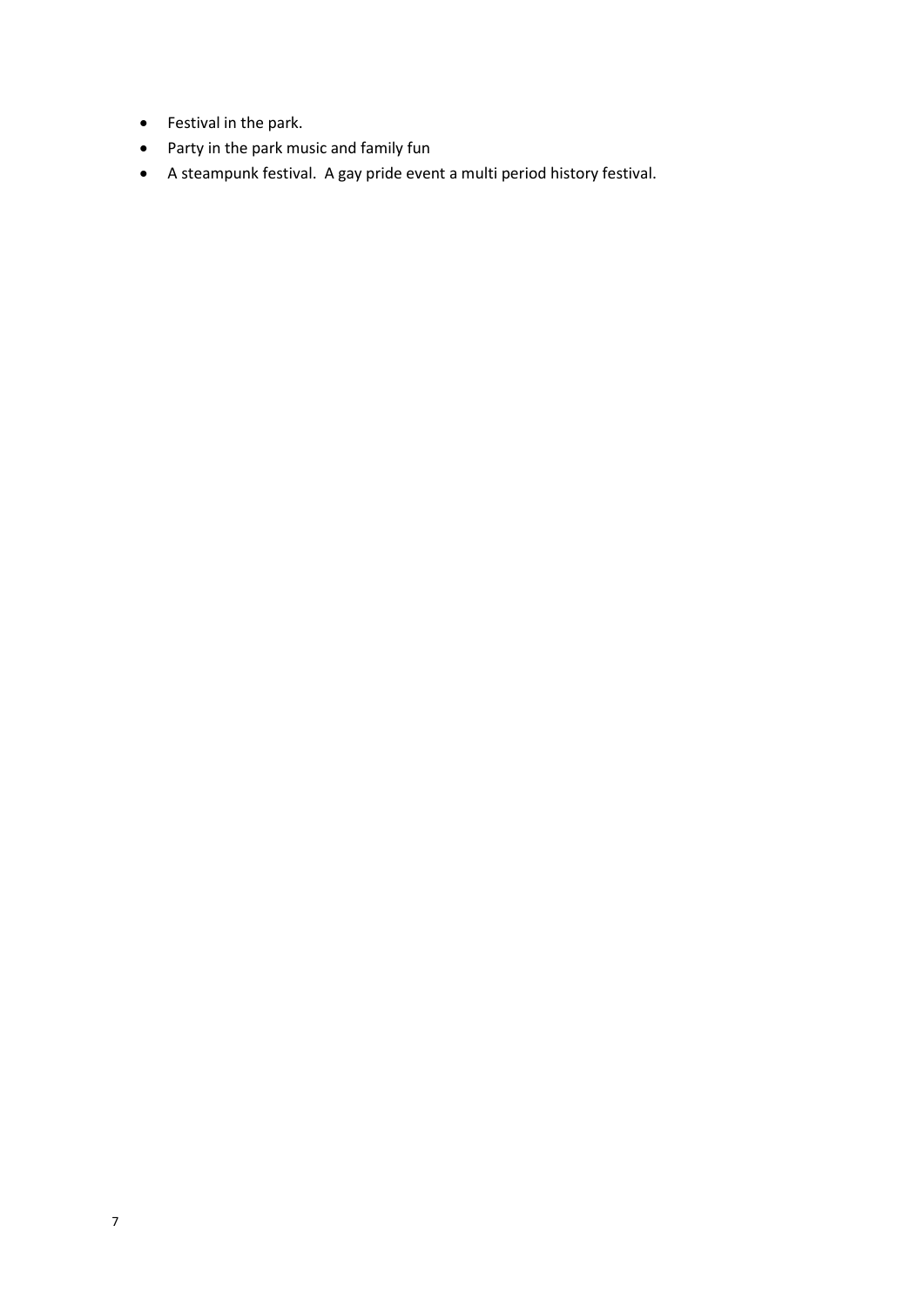- Festival in the park.
- Party in the park music and family fun
- A steampunk festival.  A gay pride event a multi period history festival.